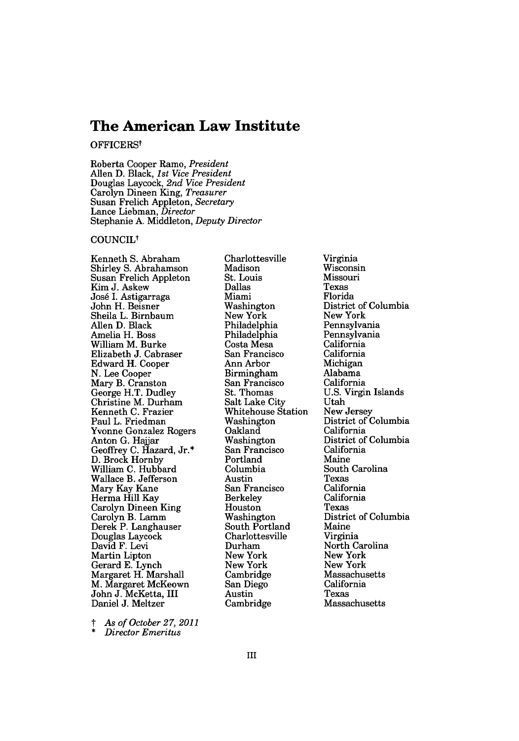# The American Law Institute

OFFICERS†

Roberta Cooper Ramo, *President*
Allen D. Black, *1st Vice President*
Douglas Laycock, *2nd Vice President*
Carolyn Dineen King, *Treasurer*
Susan Frelich Appleton, *Secretary*
Lance Liebman, *Director*
Stephanie A. Middleton, *Deputy Director*

COUNCIL†

| | | |
|---|---|---|
| Kenneth S. Abraham | Charlottesville | Virginia |
| Shirley S. Abrahamson | Madison | Wisconsin |
| Susan Frelich Appleton | St. Louis | Missouri |
| Kim J. Askew | Dallas | Texas |
| José I. Astigarraga | Miami | Florida |
| John H. Beisner | Washington | District of Columbia |
| Sheila L. Birnbaum | New York | New York |
| Allen D. Black | Philadelphia | Pennsylvania |
| Amelia H. Boss | Philadelphia | Pennsylvania |
| William M. Burke | Costa Mesa | California |
| Elizabeth J. Cabraser | San Francisco | California |
| Edward H. Cooper | Ann Arbor | Michigan |
| N. Lee Cooper | Birmingham | Alabama |
| Mary B. Cranston | San Francisco | California |
| George H.T. Dudley | St. Thomas | U.S. Virgin Islands |
| Christine M. Durham | Salt Lake City | Utah |
| Kenneth C. Frazier | Whitehouse Station | New Jersey |
| Paul L. Friedman | Washington | District of Columbia |
| Yvonne Gonzalez Rogers | Oakland | California |
| Anton G. Hajjar | Washington | District of Columbia |
| Geoffrey C. Hazard, Jr.* | San Francisco | California |
| D. Brock Hornby | Portland | Maine |
| William C. Hubbard | Columbia | South Carolina |
| Wallace B. Jefferson | Austin | Texas |
| Mary Kay Kane | San Francisco | California |
| Herma Hill Kay | Berkeley | California |
| Carolyn Dineen King | Houston | Texas |
| Carolyn B. Lamm | Washington | District of Columbia |
| Derek P. Langhauser | South Portland | Maine |
| Douglas Laycock | Charlottesville | Virginia |
| David F. Levi | Durham | North Carolina |
| Martin Lipton | New York | New York |
| Gerard E. Lynch | New York | New York |
| Margaret H. Marshall | Cambridge | Massachusetts |
| M. Margaret McKeown | San Diego | California |
| John J. McKetta, III | Austin | Texas |
| Daniel J. Meltzer | Cambridge | Massachusetts |

† *As of October 27, 2011*
\* *Director Emeritus*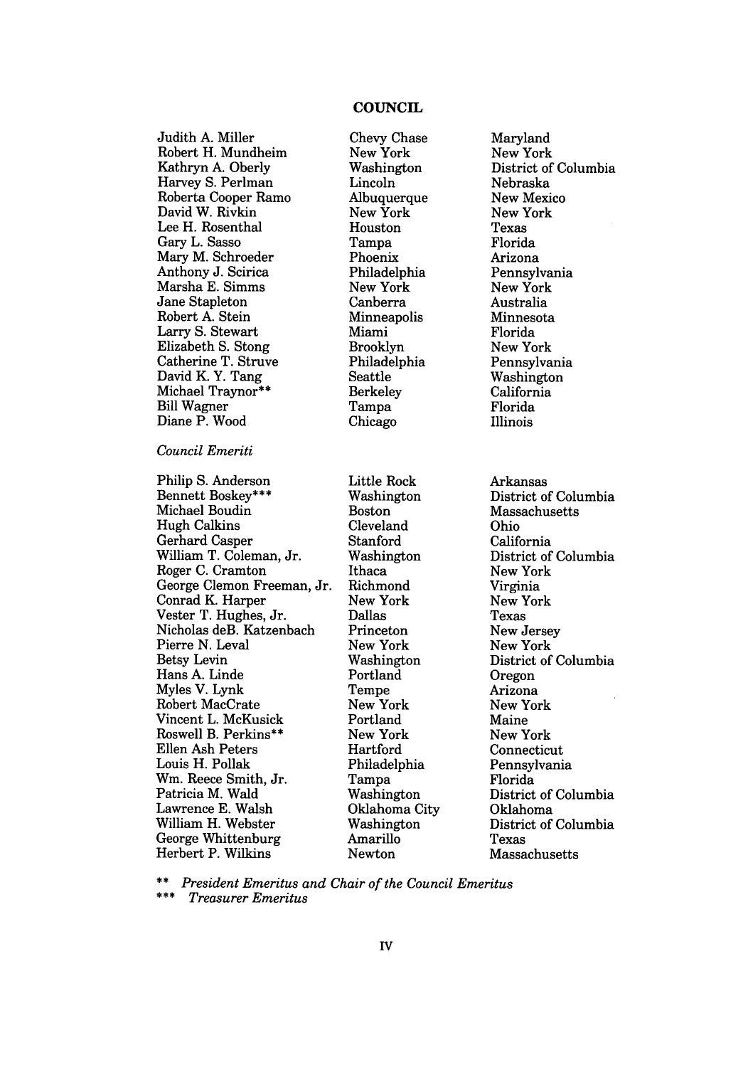## COUNCIL

| | | |
|---|---|---|
| Judith A. Miller | Chevy Chase | Maryland |
| Robert H. Mundheim | New York | New York |
| Kathryn A. Oberly | Washington | District of Columbia |
| Harvey S. Perlman | Lincoln | Nebraska |
| Roberta Cooper Ramo | Albuquerque | New Mexico |
| David W. Rivkin | New York | New York |
| Lee H. Rosenthal | Houston | Texas |
| Gary L. Sasso | Tampa | Florida |
| Mary M. Schroeder | Phoenix | Arizona |
| Anthony J. Scirica | Philadelphia | Pennsylvania |
| Marsha E. Simms | New York | New York |
| Jane Stapleton | Canberra | Australia |
| Robert A. Stein | Minneapolis | Minnesota |
| Larry S. Stewart | Miami | Florida |
| Elizabeth S. Stong | Brooklyn | New York |
| Catherine T. Struve | Philadelphia | Pennsylvania |
| David K. Y. Tang | Seattle | Washington |
| Michael Traynor** | Berkeley | California |
| Bill Wagner | Tampa | Florida |
| Diane P. Wood | Chicago | Illinois |

*Council Emeriti*

| | | |
|---|---|---|
| Philip S. Anderson | Little Rock | Arkansas |
| Bennett Boskey*** | Washington | District of Columbia |
| Michael Boudin | Boston | Massachusetts |
| Hugh Calkins | Cleveland | Ohio |
| Gerhard Casper | Stanford | California |
| William T. Coleman, Jr. | Washington | District of Columbia |
| Roger C. Cramton | Ithaca | New York |
| George Clemon Freeman, Jr. | Richmond | Virginia |
| Conrad K. Harper | New York | New York |
| Vester T. Hughes, Jr. | Dallas | Texas |
| Nicholas deB. Katzenbach | Princeton | New Jersey |
| Pierre N. Leval | New York | New York |
| Betsy Levin | Washington | District of Columbia |
| Hans A. Linde | Portland | Oregon |
| Myles V. Lynk | Tempe | Arizona |
| Robert MacCrate | New York | New York |
| Vincent L. McKusick | Portland | Maine |
| Roswell B. Perkins** | New York | New York |
| Ellen Ash Peters | Hartford | Connecticut |
| Louis H. Pollak | Philadelphia | Pennsylvania |
| Wm. Reece Smith, Jr. | Tampa | Florida |
| Patricia M. Wald | Washington | District of Columbia |
| Lawrence E. Walsh | Oklahoma City | Oklahoma |
| William H. Webster | Washington | District of Columbia |
| George Whittenburg | Amarillo | Texas |
| Herbert P. Wilkins | Newton | Massachusetts |

** *President Emeritus and Chair of the Council Emeritus*

*** *Treasurer Emeritus*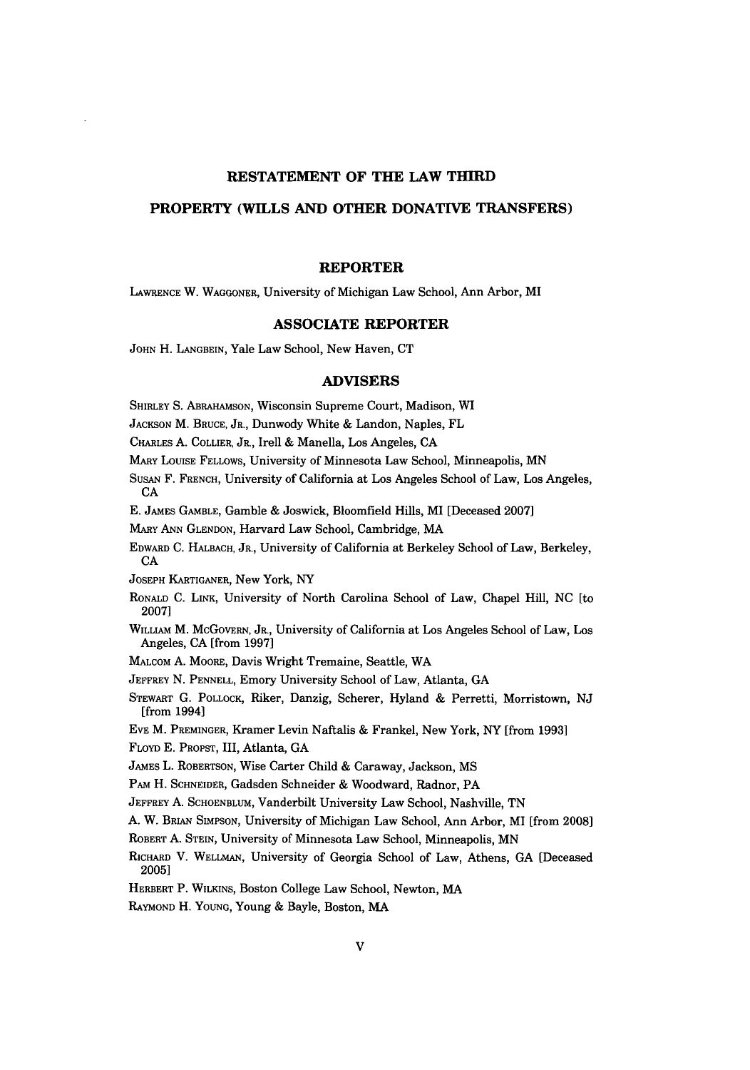# RESTATEMENT OF THE LAW THIRD

# PROPERTY (WILLS AND OTHER DONATIVE TRANSFERS)

## REPORTER

LAWRENCE W. WAGGONER, University of Michigan Law School, Ann Arbor, MI

## ASSOCIATE REPORTER

JOHN H. LANGBEIN, Yale Law School, New Haven, CT

## ADVISERS

SHIRLEY S. ABRAHAMSON, Wisconsin Supreme Court, Madison, WI

JACKSON M. BRUCE, JR., Dunwody White & Landon, Naples, FL

CHARLES A. COLLIER, JR., Irell & Manella, Los Angeles, CA

MARY LOUISE FELLOWS, University of Minnesota Law School, Minneapolis, MN

SUSAN F. FRENCH, University of California at Los Angeles School of Law, Los Angeles, CA

E. JAMES GAMBLE, Gamble & Joswick, Bloomfield Hills, MI [Deceased 2007]

MARY ANN GLENDON, Harvard Law School, Cambridge, MA

EDWARD C. HALBACH, JR., University of California at Berkeley School of Law, Berkeley, CA

JOSEPH KARTIGANER, New York, NY

RONALD C. LINK, University of North Carolina School of Law, Chapel Hill, NC [to 2007]

WILLIAM M. MCGOVERN, JR., University of California at Los Angeles School of Law, Los Angeles, CA [from 1997]

MALCOM A. MOORE, Davis Wright Tremaine, Seattle, WA

JEFFREY N. PENNELL, Emory University School of Law, Atlanta, GA

STEWART G. POLLOCK, Riker, Danzig, Scherer, Hyland & Perretti, Morristown, NJ [from 1994]

EVE M. PREMINGER, Kramer Levin Naftalis & Frankel, New York, NY [from 1993]

FLOYD E. PROPST, III, Atlanta, GA

JAMES L. ROBERTSON, Wise Carter Child & Caraway, Jackson, MS

PAM H. SCHNEIDER, Gadsden Schneider & Woodward, Radnor, PA

JEFFREY A. SCHOENBLUM, Vanderbilt University Law School, Nashville, TN

A. W. BRIAN SIMPSON, University of Michigan Law School, Ann Arbor, MI [from 2008]

ROBERT A. STEIN, University of Minnesota Law School, Minneapolis, MN

RICHARD V. WELLMAN, University of Georgia School of Law, Athens, GA [Deceased 2005]

HERBERT P. WILKINS, Boston College Law School, Newton, MA

RAYMOND H. YOUNG, Young & Bayle, Boston, MA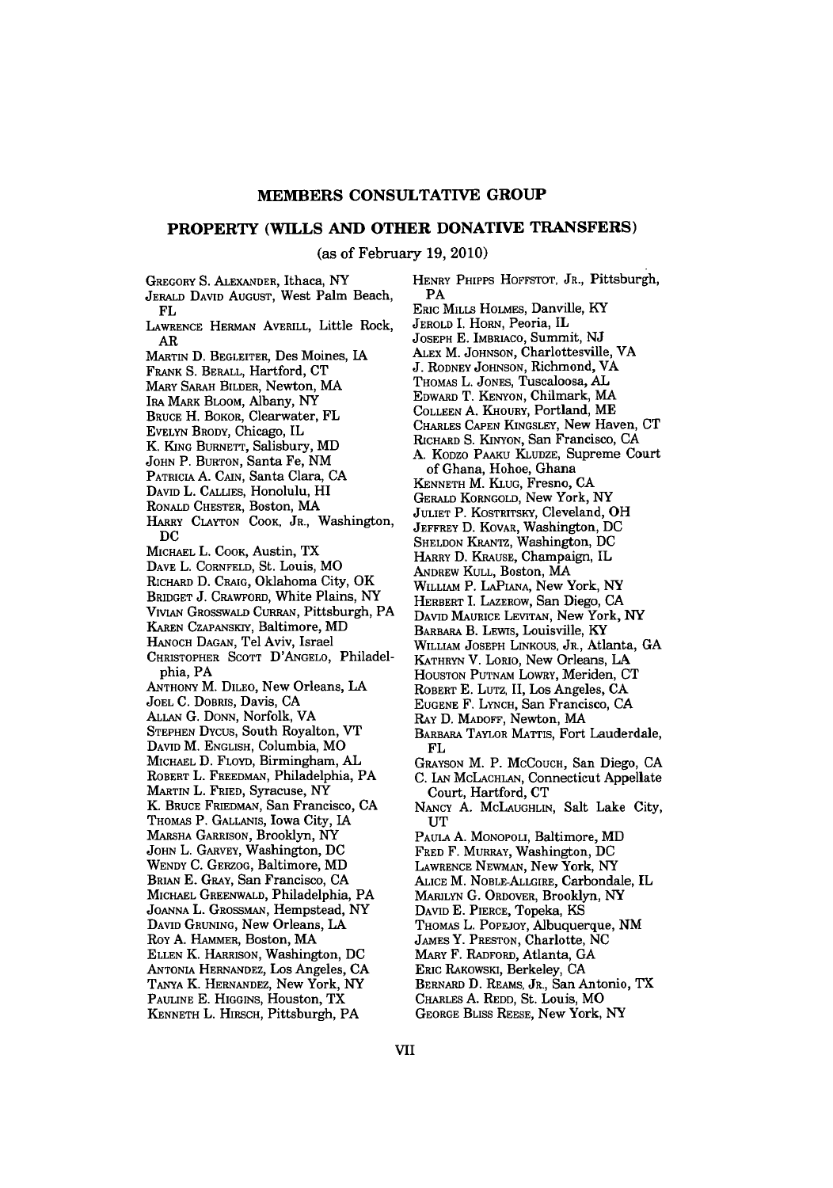## MEMBERS CONSULTATIVE GROUP

## PROPERTY (WILLS AND OTHER DONATIVE TRANSFERS)

(as of February 19, 2010)

GREGORY S. ALEXANDER, Ithaca, NY
JERALD DAVID AUGUST, West Palm Beach, FL
LAWRENCE HERMAN AVERILL, Little Rock, AR
MARTIN D. BEGLEITER, Des Moines, IA
FRANK S. BERALL, Hartford, CT
MARY SARAH BILDER, Newton, MA
IRA MARK BLOOM, Albany, NY
BRUCE H. BOKOR, Clearwater, FL
EVELYN BRODY, Chicago, IL
K. KING BURNETT, Salisbury, MD
JOHN P. BURTON, Santa Fe, NM
PATRICIA A. CAIN, Santa Clara, CA
DAVID L. CALLIES, Honolulu, HI
RONALD CHESTER, Boston, MA
HARRY CLAYTON COOK, JR., Washington, DC
MICHAEL L. COOK, Austin, TX
DAVE L. CORNFELD, St. Louis, MO
RICHARD D. CRAIG, Oklahoma City, OK
BRIDGET J. CRAWFORD, White Plains, NY
VIVIAN GROSSWALD CURRAN, Pittsburgh, PA
KAREN CZAPANSKIY, Baltimore, MD
HANOCH DAGAN, Tel Aviv, Israel
CHRISTOPHER SCOTT D'ANGELO, Philadelphia, PA
ANTHONY M. DILEO, New Orleans, LA
JOEL C. DOBRIS, Davis, CA
ALLAN G. DONN, Norfolk, VA
STEPHEN DYCUS, South Royalton, VT
DAVID M. ENGLISH, Columbia, MO
MICHAEL D. FLOYD, Birmingham, AL
ROBERT L. FREEDMAN, Philadelphia, PA
MARTIN L. FRIED, Syracuse, NY
K. BRUCE FRIEDMAN, San Francisco, CA
THOMAS P. GALLANIS, Iowa City, IA
MARSHA GARRISON, Brooklyn, NY
JOHN L. GARVEY, Washington, DC
WENDY C. GERZOG, Baltimore, MD
BRIAN E. GRAY, San Francisco, CA
MICHAEL GREENWALD, Philadelphia, PA
JOANNA L. GROSSMAN, Hempstead, NY
DAVID GRUNING, New Orleans, LA
ROY A. HAMMER, Boston, MA
ELLEN K. HARRISON, Washington, DC
ANTONIA HERNANDEZ, Los Angeles, CA
TANYA K. HERNANDEZ, New York, NY
PAULINE E. HIGGINS, Houston, TX
KENNETH L. HIRSCH, Pittsburgh, PA
HENRY PHIPPS HOFFSTOT, JR., Pittsburgh, PA
ERIC MILLS HOLMES, Danville, KY
JEROLD I. HORN, Peoria, IL
JOSEPH E. IMBRIACO, Summit, NJ
ALEX M. JOHNSON, Charlottesville, VA
J. RODNEY JOHNSON, Richmond, VA
THOMAS L. JONES, Tuscaloosa, AL
EDWARD T. KENYON, Chilmark, MA
COLLEEN A. KHOURY, Portland, ME
CHARLES CAPEN KINGSLEY, New Haven, CT
RICHARD S. KINYON, San Francisco, CA
A. KODZO PAAKU KLUDZE, Supreme Court of Ghana, Hohoe, Ghana
KENNETH M. KLUG, Fresno, CA
GERALD KORNGOLD, New York, NY
JULIET P. KOSTRITSKY, Cleveland, OH
JEFFREY D. KOVAR, Washington, DC
SHELDON KRANTZ, Washington, DC
HARRY D. KRAUSE, Champaign, IL
ANDREW KULL, Boston, MA
WILLIAM P. LAPIANA, New York, NY
HERBERT I. LAZEROW, San Diego, CA
DAVID MAURICE LEVITAN, New York, NY
BARBARA B. LEWIS, Louisville, KY
WILLIAM JOSEPH LINKOUS, JR., Atlanta, GA
KATHRYN V. LORIO, New Orleans, LA
HOUSTON PUTNAM LOWRY, Meriden, CT
ROBERT E. LUTZ, II, Los Angeles, CA
EUGENE F. LYNCH, San Francisco, CA
RAY D. MADOFF, Newton, MA
BARBARA TAYLOR MATTIS, Fort Lauderdale, FL
GRAYSON M. P. MCCOUCH, San Diego, CA
C. IAN MCLACHLAN, Connecticut Appellate Court, Hartford, CT
NANCY A. MCLAUGHLIN, Salt Lake City, UT
PAULA A. MONOPOLI, Baltimore, MD
FRED F. MURRAY, Washington, DC
LAWRENCE NEWMAN, New York, NY
ALICE M. NOBLE-ALLGIRE, Carbondale, IL
MARILYN G. ORDOVER, Brooklyn, NY
DAVID E. PIERCE, Topeka, KS
THOMAS L. POPEJOY, Albuquerque, NM
JAMES Y. PRESTON, Charlotte, NC
MARY F. RADFORD, Atlanta, GA
ERIC RAKOWSKI, Berkeley, CA
BERNARD D. REAMS, JR., San Antonio, TX
CHARLES A. REDD, St. Louis, MO
GEORGE BLISS REESE, New York, NY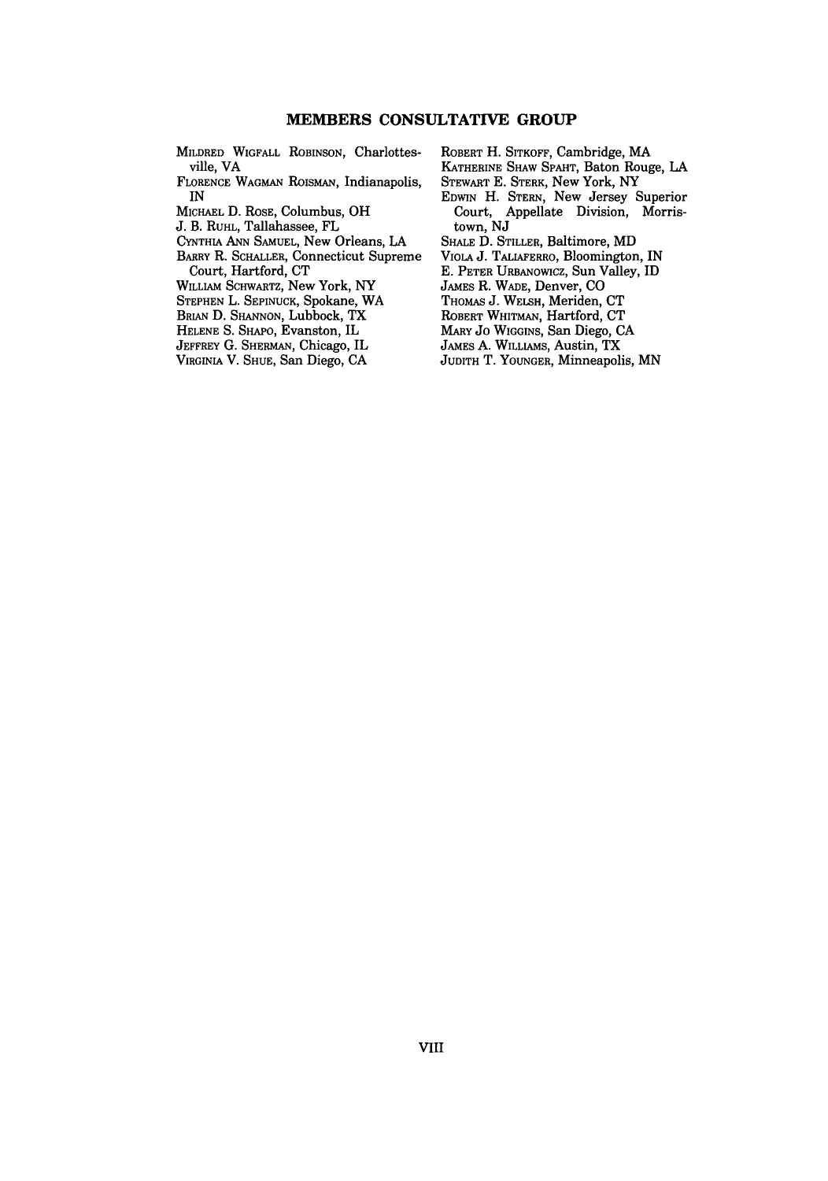## MEMBERS CONSULTATIVE GROUP

MILDRED WIGFALL ROBINSON, Charlottesville, VA
FLORENCE WAGMAN ROISMAN, Indianapolis, IN
MICHAEL D. ROSE, Columbus, OH
J. B. RUHL, Tallahassee, FL
CYNTHIA ANN SAMUEL, New Orleans, LA
BARRY R. SCHALLER, Connecticut Supreme Court, Hartford, CT
WILLIAM SCHWARTZ, New York, NY
STEPHEN L. SEPINUCK, Spokane, WA
BRIAN D. SHANNON, Lubbock, TX
HELENE S. SHAPO, Evanston, IL
JEFFREY G. SHERMAN, Chicago, IL
VIRGINIA V. SHUE, San Diego, CA
ROBERT H. SITKOFF, Cambridge, MA
KATHERINE SHAW SPAHT, Baton Rouge, LA
STEWART E. STERK, New York, NY
EDWIN H. STERN, New Jersey Superior Court, Appellate Division, Morristown, NJ
SHALE D. STILLER, Baltimore, MD
VIOLA J. TALIAFERRO, Bloomington, IN
E. PETER URBANOWICZ, Sun Valley, ID
JAMES R. WADE, Denver, CO
THOMAS J. WELSH, Meriden, CT
ROBERT WHITMAN, Hartford, CT
MARY JO WIGGINS, San Diego, CA
JAMES A. WILLIAMS, Austin, TX
JUDITH T. YOUNGER, Minneapolis, MN